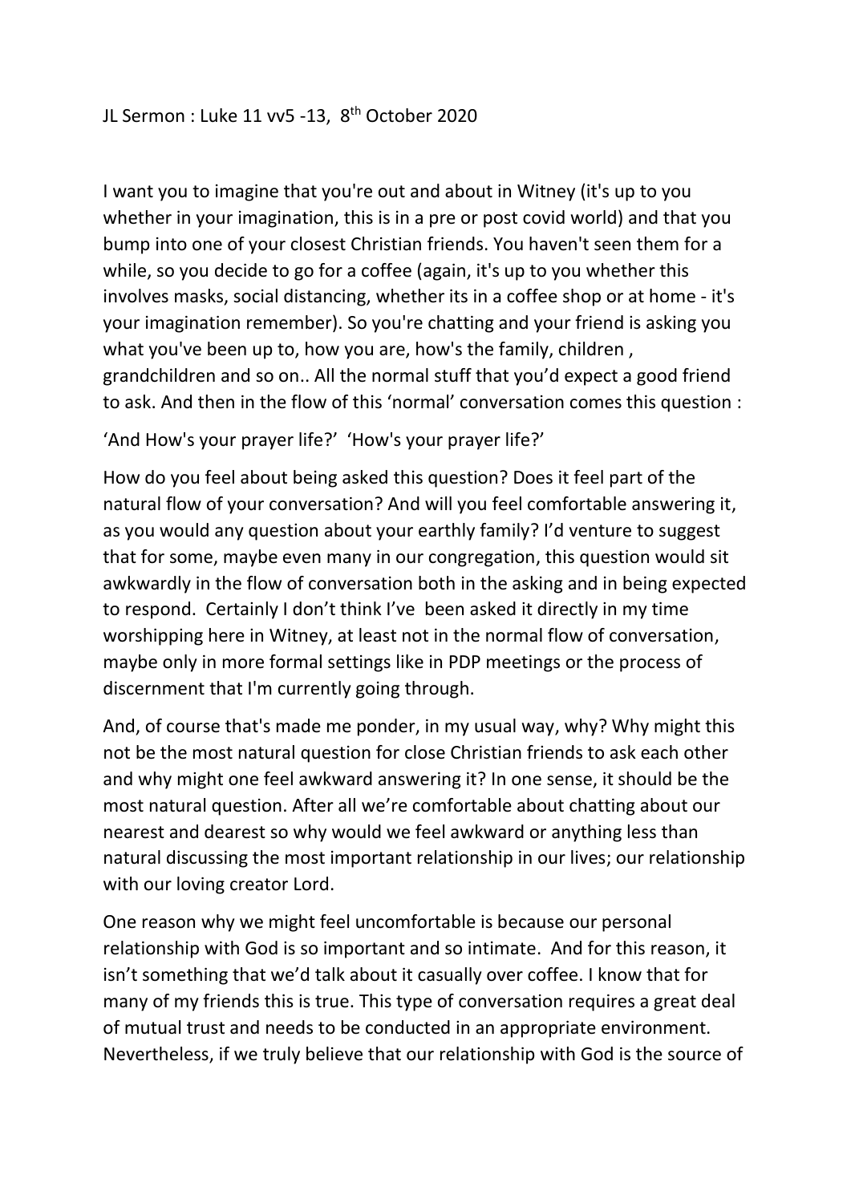JL Sermon : Luke 11 vv5 -13, 8th October 2020

I want you to imagine that you're out and about in Witney (it's up to you whether in your imagination, this is in a pre or post covid world) and that you bump into one of your closest Christian friends. You haven't seen them for a while, so you decide to go for a coffee (again, it's up to you whether this involves masks, social distancing, whether its in a coffee shop or at home - it's your imagination remember). So you're chatting and your friend is asking you what you've been up to, how you are, how's the family, children , grandchildren and so on.. All the normal stuff that you'd expect a good friend to ask. And then in the flow of this 'normal' conversation comes this question :

'And How's your prayer life?' 'How's your prayer life?'

How do you feel about being asked this question? Does it feel part of the natural flow of your conversation? And will you feel comfortable answering it, as you would any question about your earthly family? I'd venture to suggest that for some, maybe even many in our congregation, this question would sit awkwardly in the flow of conversation both in the asking and in being expected to respond. Certainly I don't think I've been asked it directly in my time worshipping here in Witney, at least not in the normal flow of conversation, maybe only in more formal settings like in PDP meetings or the process of discernment that I'm currently going through.

And, of course that's made me ponder, in my usual way, why? Why might this not be the most natural question for close Christian friends to ask each other and why might one feel awkward answering it? In one sense, it should be the most natural question. After all we're comfortable about chatting about our nearest and dearest so why would we feel awkward or anything less than natural discussing the most important relationship in our lives; our relationship with our loving creator Lord.

One reason why we might feel uncomfortable is because our personal relationship with God is so important and so intimate. And for this reason, it isn't something that we'd talk about it casually over coffee. I know that for many of my friends this is true. This type of conversation requires a great deal of mutual trust and needs to be conducted in an appropriate environment. Nevertheless, if we truly believe that our relationship with God is the source of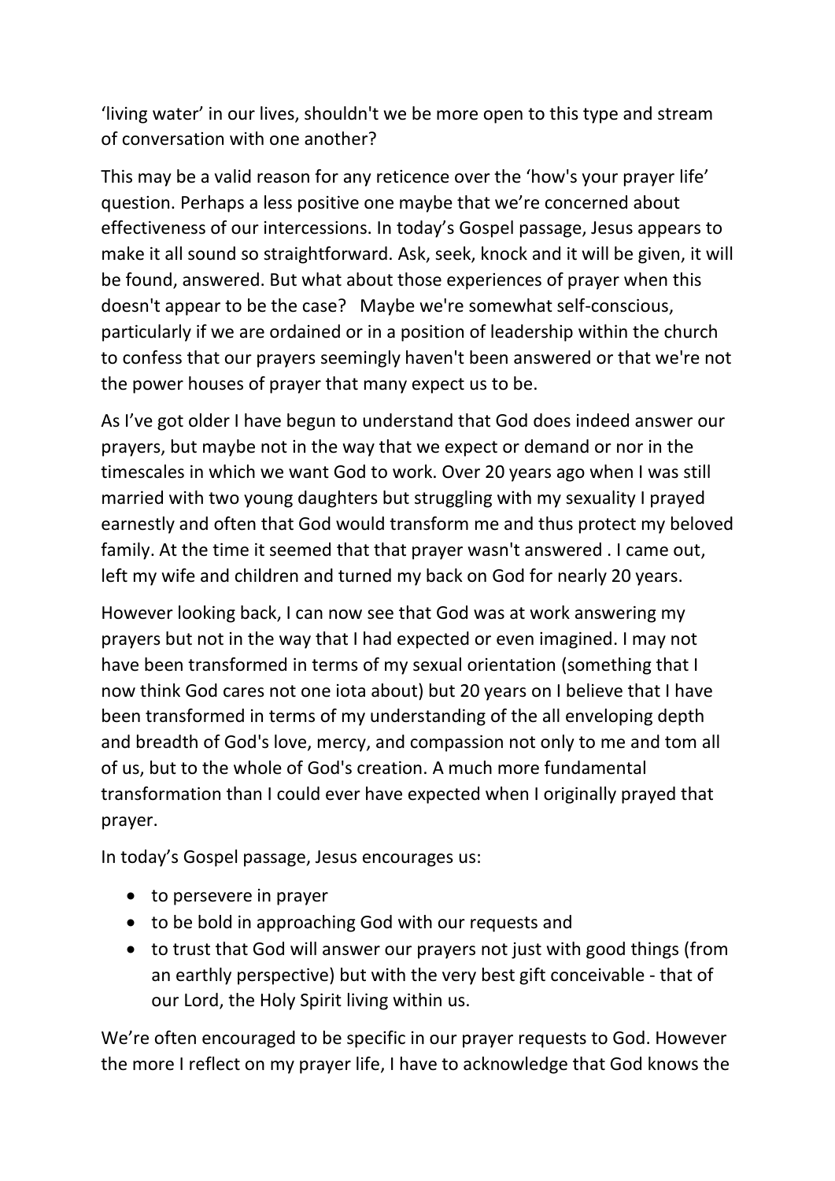‘living water’ in our lives, shouldn't we be more open to this type and stream of conversation with one another?

This may be a valid reason for any reticence over the ‘how's your prayer life’ question. Perhaps a less positive one maybe that we’re concerned about effectiveness of our intercessions. In today’s Gospel passage, Jesus appears to make it all sound so straightforward. Ask, seek, knock and it will be given, it will be found, answered. But what about those experiences of prayer when this doesn't appear to be the case? Maybe we're somewhat self-conscious, particularly if we are ordained or in a position of leadership within the church to confess that our prayers seemingly haven't been answered or that we're not the power houses of prayer that many expect us to be.

As I’ve got older I have begun to understand that God does indeed answer our prayers, but maybe not in the way that we expect or demand or nor in the timescales in which we want God to work. Over 20 years ago when I was still married with two young daughters but struggling with my sexuality I prayed earnestly and often that God would transform me and thus protect my beloved family. At the time it seemed that that prayer wasn't answered . I came out, left my wife and children and turned my back on God for nearly 20 years.

However looking back, I can now see that God was at work answering my prayers but not in the way that I had expected or even imagined. I may not have been transformed in terms of my sexual orientation (something that I now think God cares not one iota about) but 20 years on I believe that I have been transformed in terms of my understanding of the all enveloping depth and breadth of God's love, mercy, and compassion not only to me and tom all of us, but to the whole of God's creation. A much more fundamental transformation than I could ever have expected when I originally prayed that prayer.

In today’s Gospel passage, Jesus encourages us:

- to persevere in prayer
- to be bold in approaching God with our requests and
- to trust that God will answer our prayers not just with good things (from an earthly perspective) but with the very best gift conceivable - that of our Lord, the Holy Spirit living within us.

We’re often encouraged to be specific in our prayer requests to God. However the more I reflect on my prayer life, I have to acknowledge that God knows the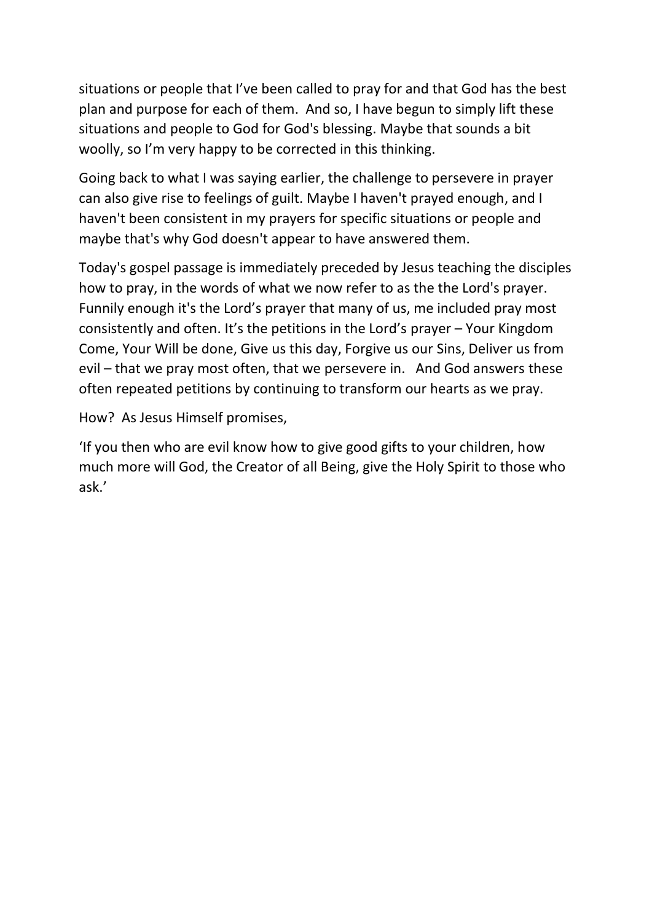situations or people that I've been called to pray for and that God has the best plan and purpose for each of them. And so, I have begun to simply lift these situations and people to God for God's blessing. Maybe that sounds a bit woolly, so I'm very happy to be corrected in this thinking.

Going back to what I was saying earlier, the challenge to persevere in prayer can also give rise to feelings of guilt. Maybe I haven't prayed enough, and I haven't been consistent in my prayers for specific situations or people and maybe that's why God doesn't appear to have answered them.

Today's gospel passage is immediately preceded by Jesus teaching the disciples how to pray, in the words of what we now refer to as the the Lord's prayer. Funnily enough it's the Lord's prayer that many of us, me included pray most consistently and often. It's the petitions in the Lord's prayer – Your Kingdom Come, Your Will be done, Give us this day, Forgive us our Sins, Deliver us from evil – that we pray most often, that we persevere in. And God answers these often repeated petitions by continuing to transform our hearts as we pray.

How? As Jesus Himself promises,

'If you then who are evil know how to give good gifts to your children, how much more will God, the Creator of all Being, give the Holy Spirit to those who ask.'